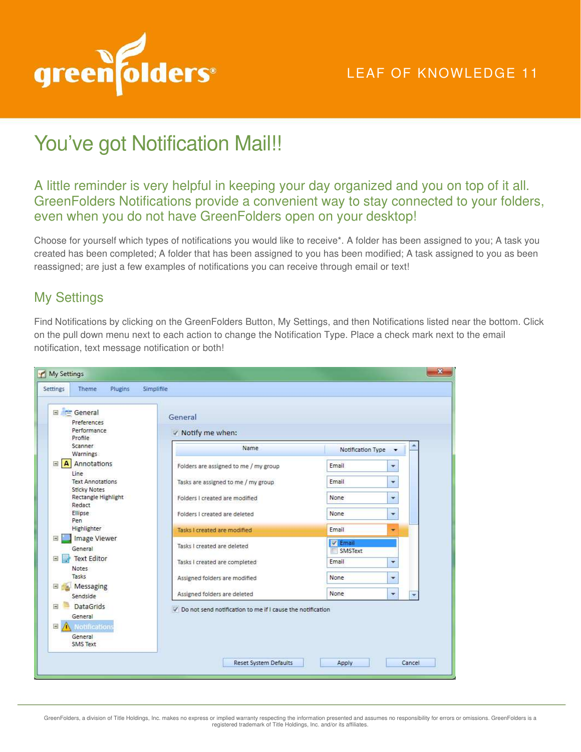# You've got Notification Mail!!

## A little reminder is very helpful in keeping your day organized and you on top of it all. GreenFolders Notifications provide a convenient way to stay connected to your folders, even when you do not have GreenFolders open on your desktop!

Choose for yourself which types of notifications you would like to receive*. A folder has been assigned to you; A task you created has been completed; A folder that has been assigned to you has been modified; A task assigned to you as been reassigned; are just a few examples of notifications you can receive through email or text!

## My Settings

Find Notifications by clicking on the GreenFolders Button, My Settings, and then Notifications listed near the bottom. Click on the pull down menu next to each action to change the Notification Type. Place a check mark next to the email notification, text message notification or both!

GreenFolders, a division of Title Holdings, Inc. makes no express or implied warranty respecting the information presented and assumes no responsibility for errors or omissions. GreenFolders is a registered trademark of Title Holdings, Inc. and/or its affiliates.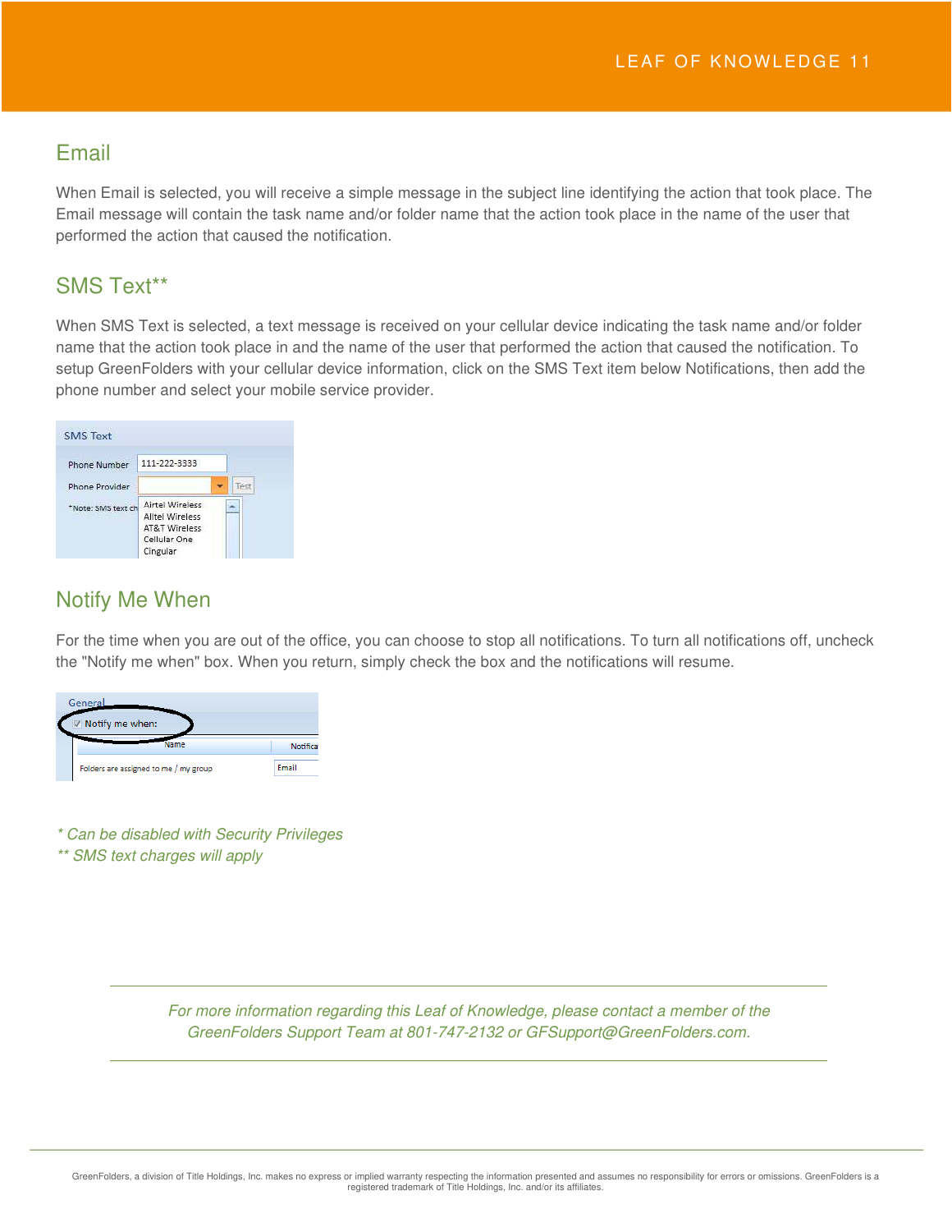## Email

When Email is selected, you will receive a simple message in the subject line identifying the action that took place. The Email message will contain the task name and/or folder name that the action took place in the name of the user that performed the action that caused the notification.

## SMS Text**

When SMS Text is selected, a text message is received on your cellular device indicating the task name and/or folder name that the action took place in and the name of the user that performed the action that caused the notification. To setup GreenFolders with your cellular device information, click on the SMS Text item below Notifications, then add the phone number and select your mobile service provider.

## Notify Me When

For the time when you are out of the office, you can choose to stop all notifications. To turn all notifications off, uncheck the "Notify me when" box. When you return, simply check the box and the notifications will resume.

*\* Can be disabled with Security Privileges*
*\*\* SMS text charges will apply*

*For more information regarding this Leaf of Knowledge, please contact a member of the GreenFolders Support Team at 801-747-2132 or GFSupport@GreenFolders.com.*

GreenFolders, a division of Title Holdings, Inc. makes no express or implied warranty respecting the information presented and assumes no responsibility for errors or omissions. GreenFolders is a registered trademark of Title Holdings, Inc. and/or its affiliates.